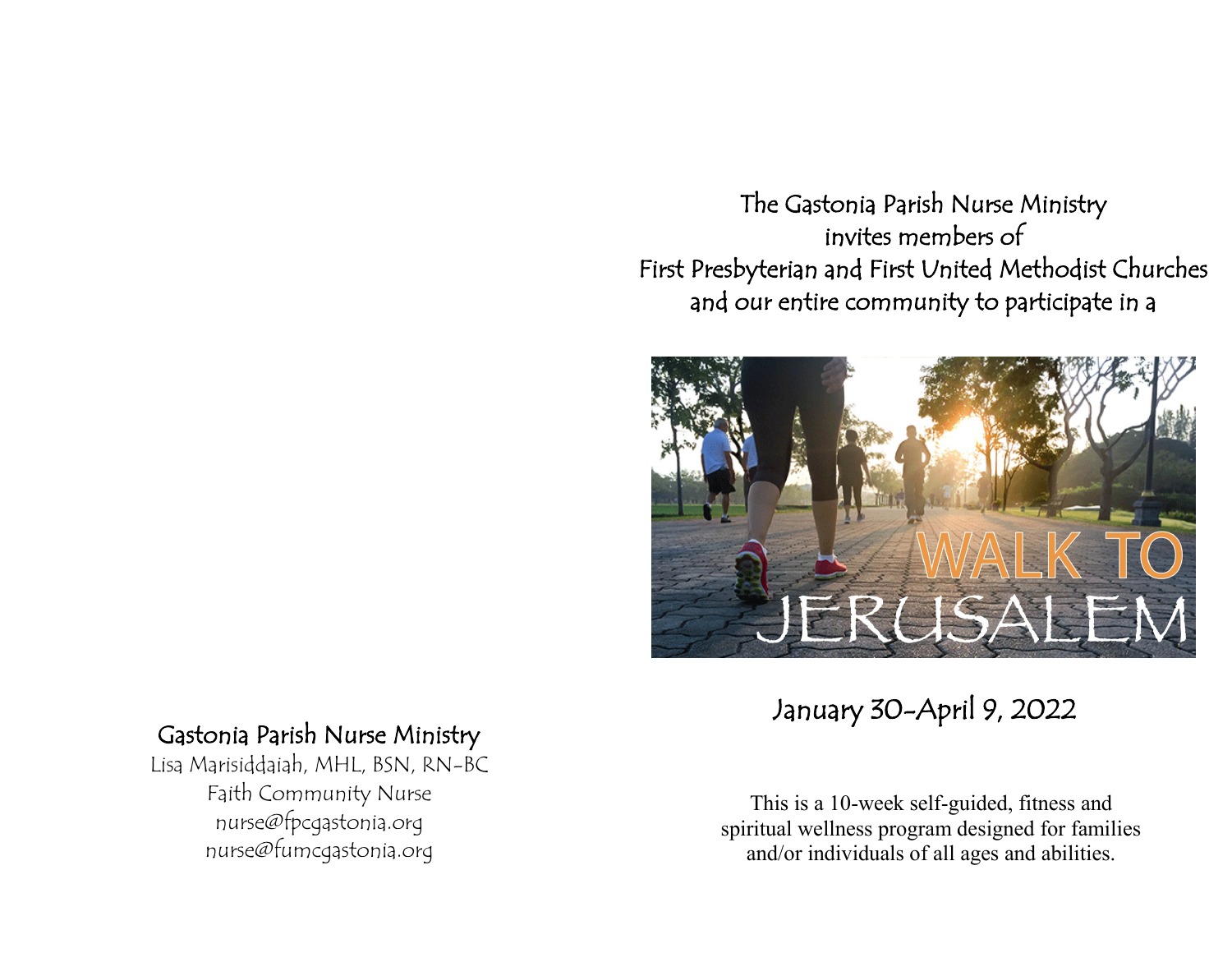The Gastonia Parish Nurse Ministry
invites members of
First Presbyterian and First United Methodist Churches
and our entire community to participate in a

# WALK TO JERUSALEM

January 30-April 9, 2022

This is a 10-week self-guided, fitness and spiritual wellness program designed for families and/or individuals of all ages and abilities.

**Gastonia Parish Nurse Ministry**
Lisa Marisiddaiah, MHL, BSN, RN-BC
Faith Community Nurse
nurse@fpcgastonia.org
nurse@fumcgastonia.org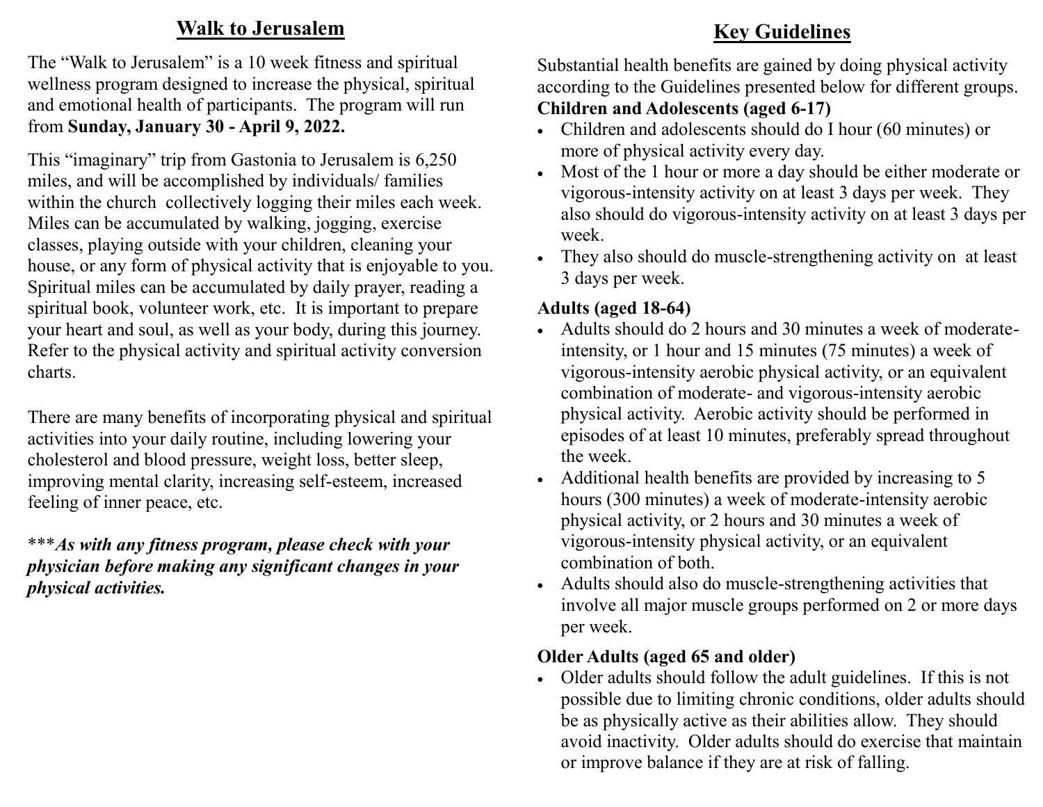## Walk to Jerusalem

The "Walk to Jerusalem" is a 10 week fitness and spiritual wellness program designed to increase the physical, spiritual and emotional health of participants. The program will run from **Sunday, January 30 - April 9, 2022.**

This "imaginary" trip from Gastonia to Jerusalem is 6,250 miles, and will be accomplished by individuals/ families within the church collectively logging their miles each week. Miles can be accumulated by walking, jogging, exercise classes, playing outside with your children, cleaning your house, or any form of physical activity that is enjoyable to you. Spiritual miles can be accumulated by daily prayer, reading a spiritual book, volunteer work, etc. It is important to prepare your heart and soul, as well as your body, during this journey. Refer to the physical activity and spiritual activity conversion charts.

There are many benefits of incorporating physical and spiritual activities into your daily routine, including lowering your cholesterol and blood pressure, weight loss, better sleep, improving mental clarity, increasing self-esteem, increased feeling of inner peace, etc.

****As with any fitness program, please check with your physician before making any significant changes in your physical activities.***

## Key Guidelines

Substantial health benefits are gained by doing physical activity according to the Guidelines presented below for different groups.

**Children and Adolescents (aged 6-17)**

- Children and adolescents should do I hour (60 minutes) or more of physical activity every day.
- Most of the 1 hour or more a day should be either moderate or vigorous-intensity activity on at least 3 days per week. They also should do vigorous-intensity activity on at least 3 days per week.
- They also should do muscle-strengthening activity on at least 3 days per week.

**Adults (aged 18-64)**

- Adults should do 2 hours and 30 minutes a week of moderate-intensity, or 1 hour and 15 minutes (75 minutes) a week of vigorous-intensity aerobic physical activity, or an equivalent combination of moderate- and vigorous-intensity aerobic physical activity. Aerobic activity should be performed in episodes of at least 10 minutes, preferably spread throughout the week.
- Additional health benefits are provided by increasing to 5 hours (300 minutes) a week of moderate-intensity aerobic physical activity, or 2 hours and 30 minutes a week of vigorous-intensity physical activity, or an equivalent combination of both.
- Adults should also do muscle-strengthening activities that involve all major muscle groups performed on 2 or more days per week.

**Older Adults (aged 65 and older)**

- Older adults should follow the adult guidelines. If this is not possible due to limiting chronic conditions, older adults should be as physically active as their abilities allow. They should avoid inactivity. Older adults should do exercise that maintain or improve balance if they are at risk of falling.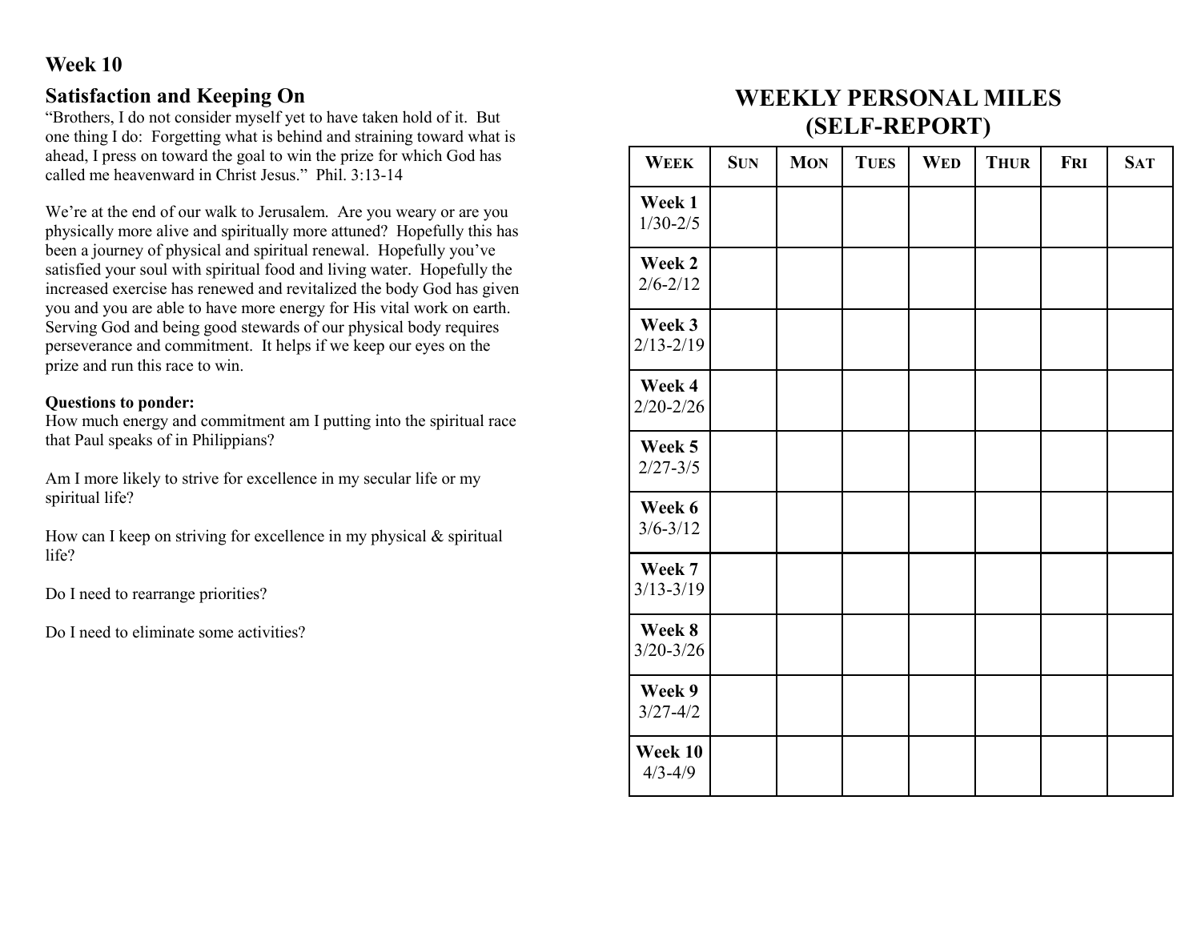## Week 10

### Satisfaction and Keeping On

"Brothers, I do not consider myself yet to have taken hold of it. But one thing I do: Forgetting what is behind and straining toward what is ahead, I press on toward the goal to win the prize for which God has called me heavenward in Christ Jesus." Phil. 3:13-14

We're at the end of our walk to Jerusalem. Are you weary or are you physically more alive and spiritually more attuned? Hopefully this has been a journey of physical and spiritual renewal. Hopefully you've satisfied your soul with spiritual food and living water. Hopefully the increased exercise has renewed and revitalized the body God has given you and you are able to have more energy for His vital work on earth. Serving God and being good stewards of our physical body requires perseverance and commitment. It helps if we keep our eyes on the prize and run this race to win.

**Questions to ponder:**

How much energy and commitment am I putting into the spiritual race that Paul speaks of in Philippians?

Am I more likely to strive for excellence in my secular life or my spiritual life?

How can I keep on striving for excellence in my physical & spiritual life?

Do I need to rearrange priorities?

Do I need to eliminate some activities?

## WEEKLY PERSONAL MILES (SELF-REPORT)

| WEEK | SUN | MON | TUES | WED | THUR | FRI | SAT |
|---|---|---|---|---|---|---|---|
| **Week 1** 1/30-2/5 | | | | | | | |
| **Week 2** 2/6-2/12 | | | | | | | |
| **Week 3** 2/13-2/19 | | | | | | | |
| **Week 4** 2/20-2/26 | | | | | | | |
| **Week 5** 2/27-3/5 | | | | | | | |
| **Week 6** 3/6-3/12 | | | | | | | |
| **Week 7** 3/13-3/19 | | | | | | | |
| **Week 8** 3/20-3/26 | | | | | | | |
| **Week 9** 3/27-4/2 | | | | | | | |
| **Week 10** 4/3-4/9 | | | | | | | |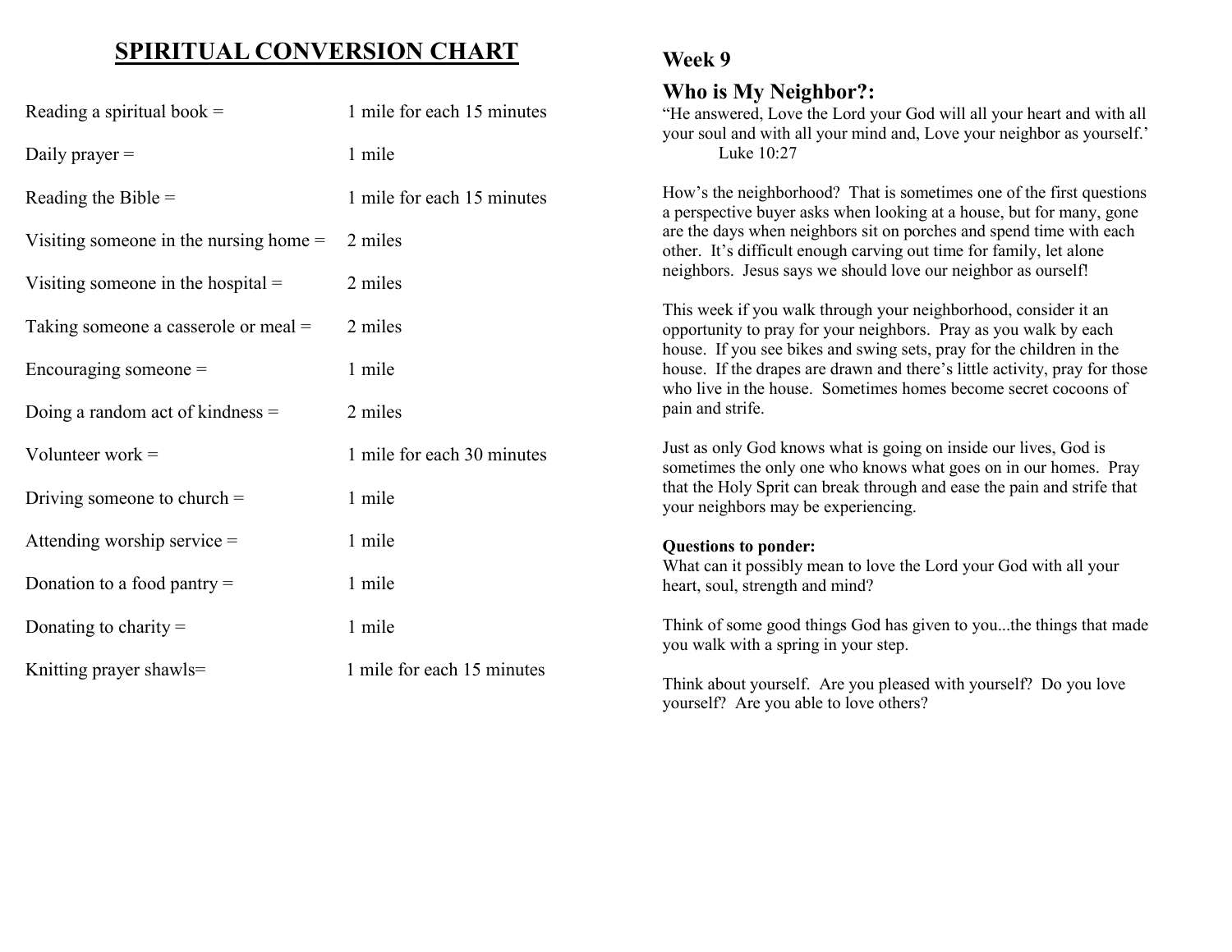# SPIRITUAL CONVERSION CHART

| Activity | Miles |
|---|---|
| Reading a spiritual book = | 1 mile for each 15 minutes |
| Daily prayer = | 1 mile |
| Reading the Bible = | 1 mile for each 15 minutes |
| Visiting someone in the nursing home = | 2 miles |
| Visiting someone in the hospital = | 2 miles |
| Taking someone a casserole or meal = | 2 miles |
| Encouraging someone = | 1 mile |
| Doing a random act of kindness = | 2 miles |
| Volunteer work = | 1 mile for each 30 minutes |
| Driving someone to church = | 1 mile |
| Attending worship service = | 1 mile |
| Donation to a food pantry = | 1 mile |
| Donating to charity = | 1 mile |
| Knitting prayer shawls= | 1 mile for each 15 minutes |

## Week 9

## Who is My Neighbor?:

"He answered, Love the Lord your God will all your heart and with all your soul and with all your mind and, Love your neighbor as yourself.'
Luke 10:27

How's the neighborhood? That is sometimes one of the first questions a perspective buyer asks when looking at a house, but for many, gone are the days when neighbors sit on porches and spend time with each other. It's difficult enough carving out time for family, let alone neighbors. Jesus says we should love our neighbor as ourself!

This week if you walk through your neighborhood, consider it an opportunity to pray for your neighbors. Pray as you walk by each house. If you see bikes and swing sets, pray for the children in the house. If the drapes are drawn and there's little activity, pray for those who live in the house. Sometimes homes become secret cocoons of pain and strife.

Just as only God knows what is going on inside our lives, God is sometimes the only one who knows what goes on in our homes. Pray that the Holy Sprit can break through and ease the pain and strife that your neighbors may be experiencing.

**Questions to ponder:**
What can it possibly mean to love the Lord your God with all your heart, soul, strength and mind?

Think of some good things God has given to you...the things that made you walk with a spring in your step.

Think about yourself. Are you pleased with yourself? Do you love yourself? Are you able to love others?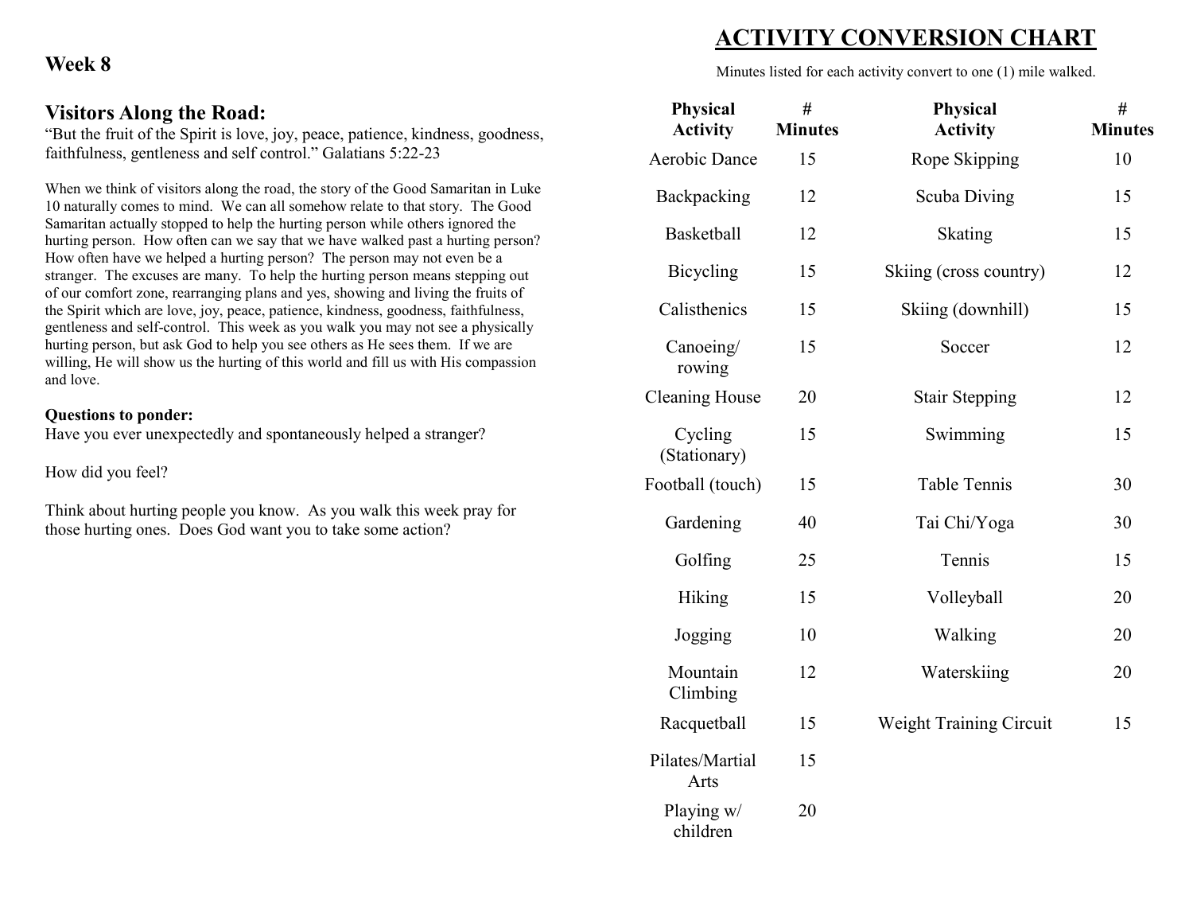## Week 8

### Visitors Along the Road:

"But the fruit of the Spirit is love, joy, peace, patience, kindness, goodness, faithfulness, gentleness and self control." Galatians 5:22-23

When we think of visitors along the road, the story of the Good Samaritan in Luke 10 naturally comes to mind. We can all somehow relate to that story. The Good Samaritan actually stopped to help the hurting person while others ignored the hurting person. How often can we say that we have walked past a hurting person? How often have we helped a hurting person? The person may not even be a stranger. The excuses are many. To help the hurting person means stepping out of our comfort zone, rearranging plans and yes, showing and living the fruits of the Spirit which are love, joy, peace, patience, kindness, goodness, faithfulness, gentleness and self-control. This week as you walk you may not see a physically hurting person, but ask God to help you see others as He sees them. If we are willing, He will show us the hurting of this world and fill us with His compassion and love.

**Questions to ponder:**

Have you ever unexpectedly and spontaneously helped a stranger?

How did you feel?

Think about hurting people you know. As you walk this week pray for those hurting ones. Does God want you to take some action?

## ACTIVITY CONVERSION CHART

Minutes listed for each activity convert to one (1) mile walked.

| Physical Activity | # Minutes | Physical Activity | # Minutes |
|---|---|---|---|
| Aerobic Dance | 15 | Rope Skipping | 10 |
| Backpacking | 12 | Scuba Diving | 15 |
| Basketball | 12 | Skating | 15 |
| Bicycling | 15 | Skiing (cross country) | 12 |
| Calisthenics | 15 | Skiing (downhill) | 15 |
| Canoeing/ rowing | 15 | Soccer | 12 |
| Cleaning House | 20 | Stair Stepping | 12 |
| Cycling (Stationary) | 15 | Swimming | 15 |
| Football (touch) | 15 | Table Tennis | 30 |
| Gardening | 40 | Tai Chi/Yoga | 30 |
| Golfing | 25 | Tennis | 15 |
| Hiking | 15 | Volleyball | 20 |
| Jogging | 10 | Walking | 20 |
| Mountain Climbing | 12 | Waterskiing | 20 |
| Racquetball | 15 | Weight Training Circuit | 15 |
| Pilates/Martial Arts | 15 | | |
| Playing w/ children | 20 | | |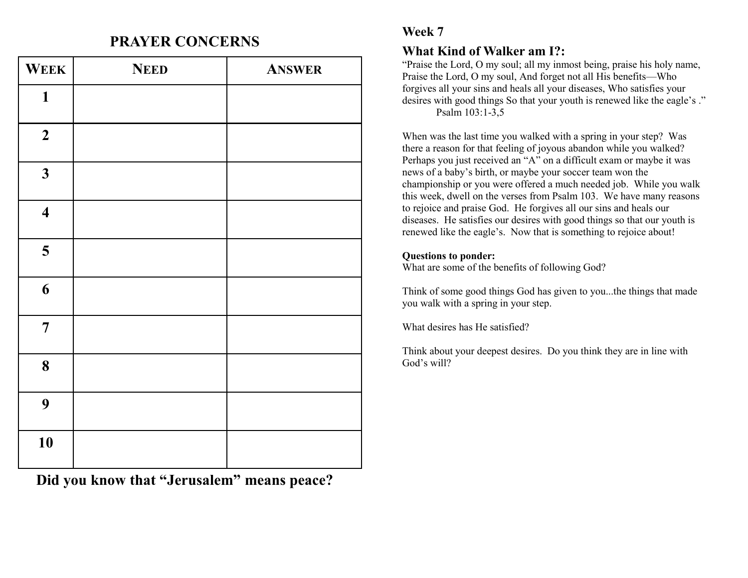## PRAYER CONCERNS

| WEEK | NEED | ANSWER |
|---|---|---|
| 1 | | |
| 2 | | |
| 3 | | |
| 4 | | |
| 5 | | |
| 6 | | |
| 7 | | |
| 8 | | |
| 9 | | |
| 10 | | |

**Did you know that "Jerusalem" means peace?**

**Week 7**

### What Kind of Walker am I?:

"Praise the Lord, O my soul; all my inmost being, praise his holy name, Praise the Lord, O my soul, And forget not all His benefits—Who forgives all your sins and heals all your diseases, Who satisfies your desires with good things So that your youth is renewed like the eagle's ."
Psalm 103:1-3,5

When was the last time you walked with a spring in your step? Was there a reason for that feeling of joyous abandon while you walked? Perhaps you just received an "A" on a difficult exam or maybe it was news of a baby's birth, or maybe your soccer team won the championship or you were offered a much needed job. While you walk this week, dwell on the verses from Psalm 103. We have many reasons to rejoice and praise God. He forgives all our sins and heals our diseases. He satisfies our desires with good things so that our youth is renewed like the eagle's. Now that is something to rejoice about!

**Questions to ponder:**
What are some of the benefits of following God?

Think of some good things God has given to you...the things that made you walk with a spring in your step.

What desires has He satisfied?

Think about your deepest desires. Do you think they are in line with God's will?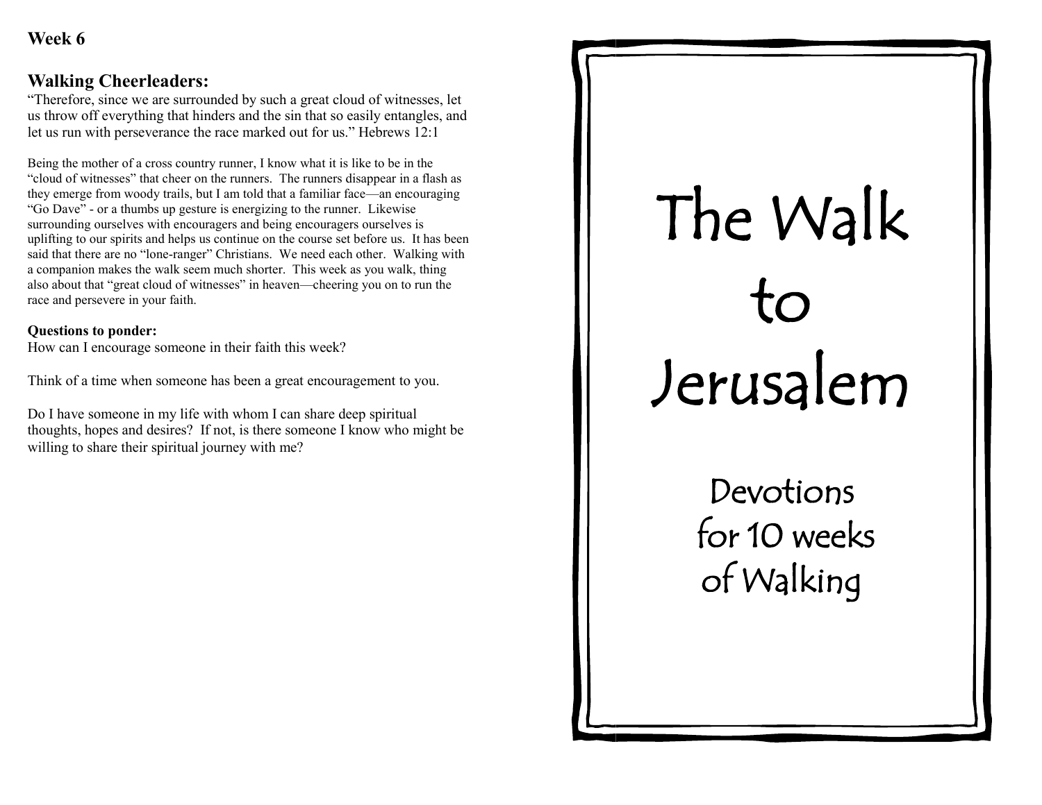**Week 6**

## Walking Cheerleaders:

"Therefore, since we are surrounded by such a great cloud of witnesses, let us throw off everything that hinders and the sin that so easily entangles, and let us run with perseverance the race marked out for us." Hebrews 12:1

Being the mother of a cross country runner, I know what it is like to be in the "cloud of witnesses" that cheer on the runners. The runners disappear in a flash as they emerge from woody trails, but I am told that a familiar face—an encouraging "Go Dave" - or a thumbs up gesture is energizing to the runner. Likewise surrounding ourselves with encouragers and being encouragers ourselves is uplifting to our spirits and helps us continue on the course set before us. It has been said that there are no "lone-ranger" Christians. We need each other. Walking with a companion makes the walk seem much shorter. This week as you walk, thing also about that "great cloud of witnesses" in heaven—cheering you on to run the race and persevere in your faith.

**Questions to ponder:**

How can I encourage someone in their faith this week?

Think of a time when someone has been a great encouragement to you.

Do I have someone in my life with whom I can share deep spiritual thoughts, hopes and desires? If not, is there someone I know who might be willing to share their spiritual journey with me?

# The Walk to Jerusalem

Devotions for 10 weeks of Walking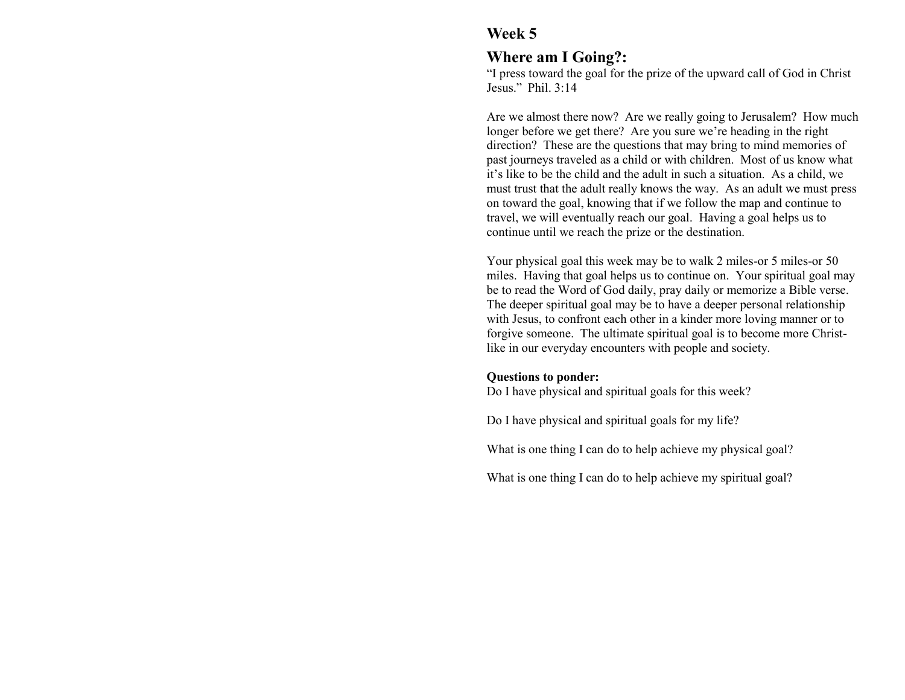## Week 5

## Where am I Going?:

"I press toward the goal for the prize of the upward call of God in Christ Jesus." Phil. 3:14

Are we almost there now? Are we really going to Jerusalem? How much longer before we get there? Are you sure we're heading in the right direction? These are the questions that may bring to mind memories of past journeys traveled as a child or with children. Most of us know what it's like to be the child and the adult in such a situation. As a child, we must trust that the adult really knows the way. As an adult we must press on toward the goal, knowing that if we follow the map and continue to travel, we will eventually reach our goal. Having a goal helps us to continue until we reach the prize or the destination.

Your physical goal this week may be to walk 2 miles-or 5 miles-or 50 miles. Having that goal helps us to continue on. Your spiritual goal may be to read the Word of God daily, pray daily or memorize a Bible verse. The deeper spiritual goal may be to have a deeper personal relationship with Jesus, to confront each other in a kinder more loving manner or to forgive someone. The ultimate spiritual goal is to become more Christ-like in our everyday encounters with people and society.

**Questions to ponder:**

Do I have physical and spiritual goals for this week?

Do I have physical and spiritual goals for my life?

What is one thing I can do to help achieve my physical goal?

What is one thing I can do to help achieve my spiritual goal?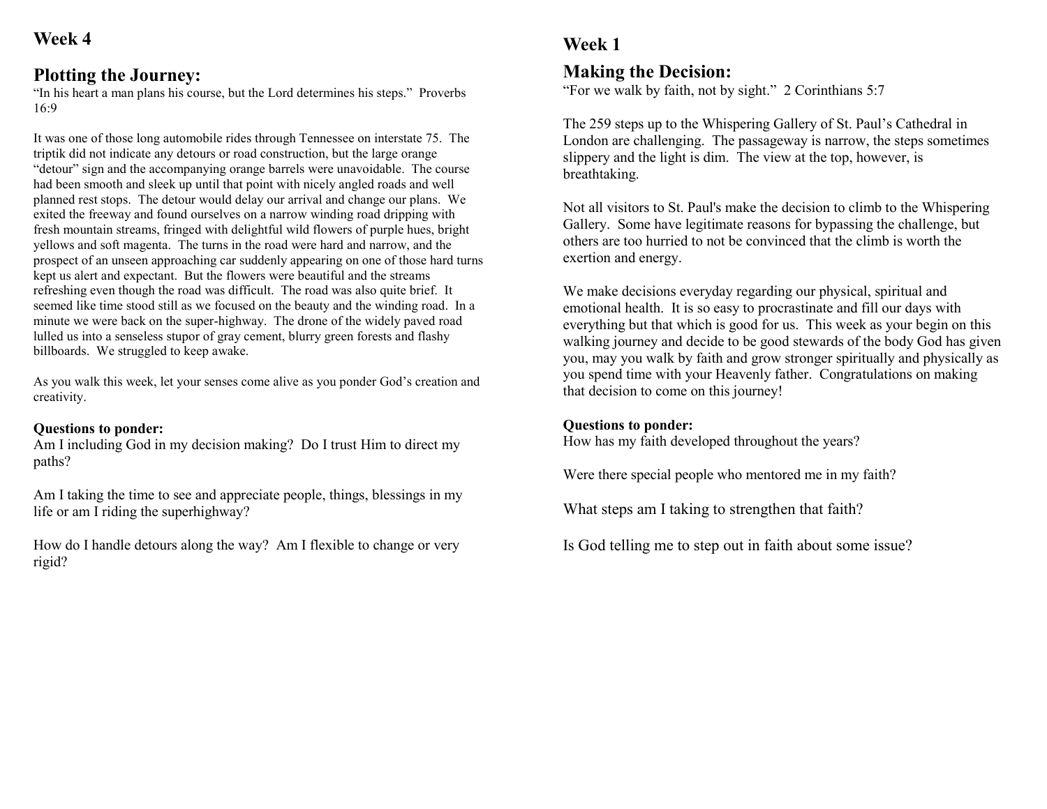# Week 4

## Plotting the Journey:

"In his heart a man plans his course, but the Lord determines his steps." Proverbs 16:9

It was one of those long automobile rides through Tennessee on interstate 75. The triptik did not indicate any detours or road construction, but the large orange "detour" sign and the accompanying orange barrels were unavoidable. The course had been smooth and sleek up until that point with nicely angled roads and well planned rest stops. The detour would delay our arrival and change our plans. We exited the freeway and found ourselves on a narrow winding road dripping with fresh mountain streams, fringed with delightful wild flowers of purple hues, bright yellows and soft magenta. The turns in the road were hard and narrow, and the prospect of an unseen approaching car suddenly appearing on one of those hard turns kept us alert and expectant. But the flowers were beautiful and the streams refreshing even though the road was difficult. The road was also quite brief. It seemed like time stood still as we focused on the beauty and the winding road. In a minute we were back on the super-highway. The drone of the widely paved road lulled us into a senseless stupor of gray cement, blurry green forests and flashy billboards. We struggled to keep awake.

As you walk this week, let your senses come alive as you ponder God's creation and creativity.

**Questions to ponder:**

Am I including God in my decision making? Do I trust Him to direct my paths?

Am I taking the time to see and appreciate people, things, blessings in my life or am I riding the superhighway?

How do I handle detours along the way? Am I flexible to change or very rigid?

# Week 1

## Making the Decision:

"For we walk by faith, not by sight." 2 Corinthians 5:7

The 259 steps up to the Whispering Gallery of St. Paul's Cathedral in London are challenging. The passageway is narrow, the steps sometimes slippery and the light is dim. The view at the top, however, is breathtaking.

Not all visitors to St. Paul's make the decision to climb to the Whispering Gallery. Some have legitimate reasons for bypassing the challenge, but others are too hurried to not be convinced that the climb is worth the exertion and energy.

We make decisions everyday regarding our physical, spiritual and emotional health. It is so easy to procrastinate and fill our days with everything but that which is good for us. This week as your begin on this walking journey and decide to be good stewards of the body God has given you, may you walk by faith and grow stronger spiritually and physically as you spend time with your Heavenly father. Congratulations on making that decision to come on this journey!

**Questions to ponder:**

How has my faith developed throughout the years?

Were there special people who mentored me in my faith?

What steps am I taking to strengthen that faith?

Is God telling me to step out in faith about some issue?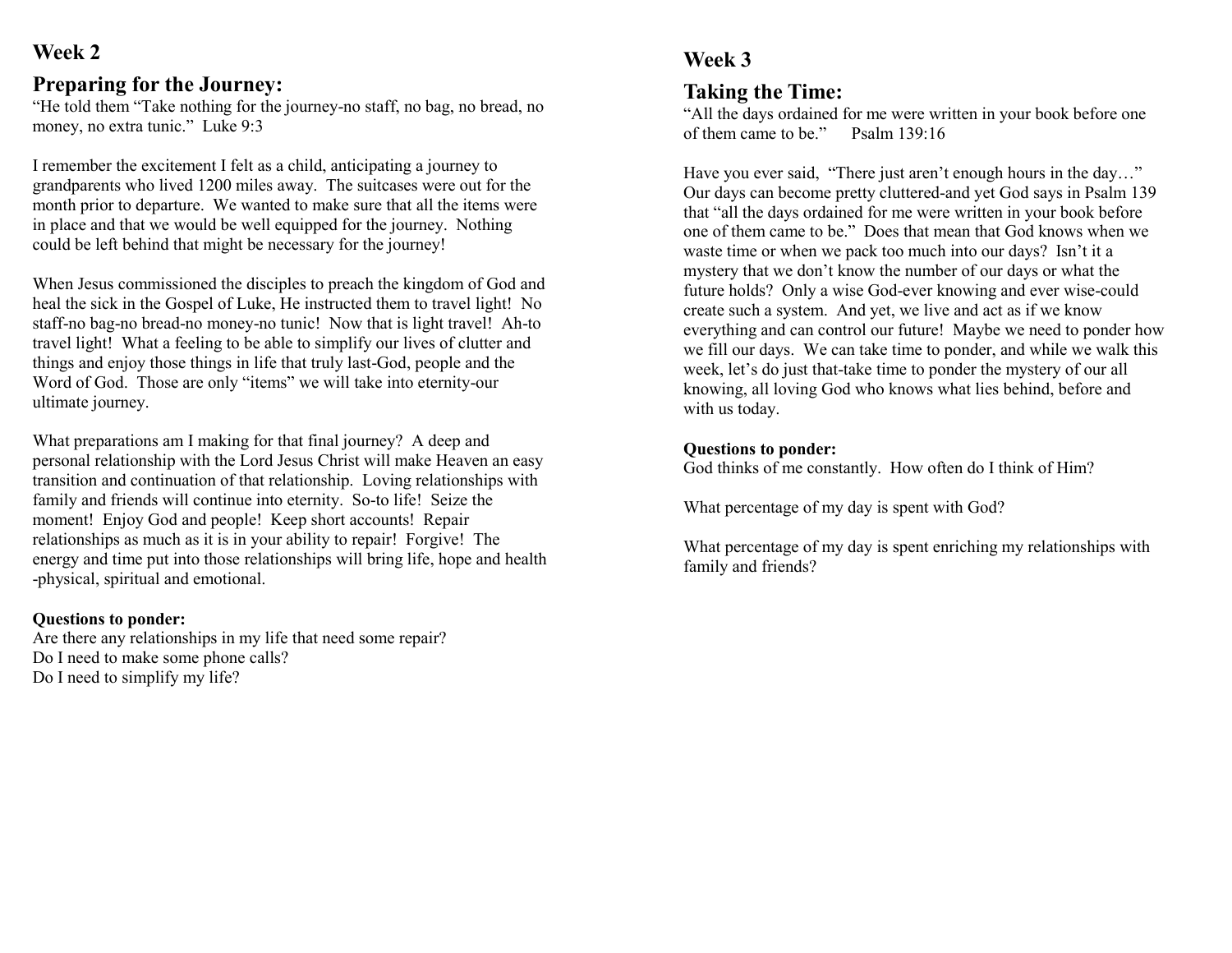## Week 2

## Preparing for the Journey:

"He told them "Take nothing for the journey-no staff, no bag, no bread, no money, no extra tunic." Luke 9:3

I remember the excitement I felt as a child, anticipating a journey to grandparents who lived 1200 miles away. The suitcases were out for the month prior to departure. We wanted to make sure that all the items were in place and that we would be well equipped for the journey. Nothing could be left behind that might be necessary for the journey!

When Jesus commissioned the disciples to preach the kingdom of God and heal the sick in the Gospel of Luke, He instructed them to travel light! No staff-no bag-no bread-no money-no tunic! Now that is light travel! Ah-to travel light! What a feeling to be able to simplify our lives of clutter and things and enjoy those things in life that truly last-God, people and the Word of God. Those are only "items" we will take into eternity-our ultimate journey.

What preparations am I making for that final journey? A deep and personal relationship with the Lord Jesus Christ will make Heaven an easy transition and continuation of that relationship. Loving relationships with family and friends will continue into eternity. So-to life! Seize the moment! Enjoy God and people! Keep short accounts! Repair relationships as much as it is in your ability to repair! Forgive! The energy and time put into those relationships will bring life, hope and health -physical, spiritual and emotional.

**Questions to ponder:**
Are there any relationships in my life that need some repair?
Do I need to make some phone calls?
Do I need to simplify my life?

## Week 3

## Taking the Time:

"All the days ordained for me were written in your book before one of them came to be." Psalm 139:16

Have you ever said, "There just aren't enough hours in the day…" Our days can become pretty cluttered-and yet God says in Psalm 139 that "all the days ordained for me were written in your book before one of them came to be." Does that mean that God knows when we waste time or when we pack too much into our days? Isn't it a mystery that we don't know the number of our days or what the future holds? Only a wise God-ever knowing and ever wise-could create such a system. And yet, we live and act as if we know everything and can control our future! Maybe we need to ponder how we fill our days. We can take time to ponder, and while we walk this week, let's do just that-take time to ponder the mystery of our all knowing, all loving God who knows what lies behind, before and with us today.

**Questions to ponder:**
God thinks of me constantly. How often do I think of Him?

What percentage of my day is spent with God?

What percentage of my day is spent enriching my relationships with family and friends?